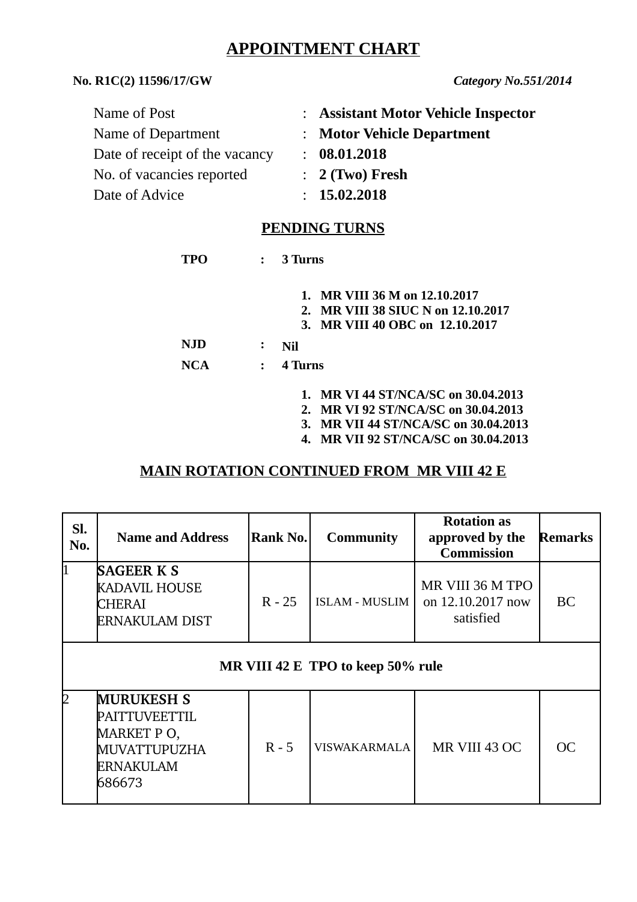# APPOINTMENT CHART

**No. R1C(2) 11596/17/GW** *Category No.551/2014*

| | | |
|---|---|---|
| Name of Post | : | **Assistant Motor Vehicle Inspector** |
| Name of Department | : | **Motor Vehicle Department** |
| Date of receipt of the vacancy | : | **08.01.2018** |
| No. of vacancies reported | : | **2 (Two) Fresh** |
| Date of Advice | : | **15.02.2018** |

## PENDING TURNS

**TPO : 3 Turns**

1. **MR VIII 36 M on 12.10.2017**
2. **MR VIII 38 SIUC N on 12.10.2017**
3. **MR VIII 40 OBC on 12.10.2017**

**NJD : Nil**

**NCA : 4 Turns**

1. **MR VI 44 ST/NCA/SC on 30.04.2013**
2. **MR VI 92 ST/NCA/SC on 30.04.2013**
3. **MR VII 44 ST/NCA/SC on 30.04.2013**
4. **MR VII 92 ST/NCA/SC on 30.04.2013**

## MAIN ROTATION CONTINUED FROM MR VIII 42 E

| Sl. No. | Name and Address | Rank No. | Community | Rotation as approved by the Commission | Remarks |
|---|---|---|---|---|---|
| 1 | **SAGEER K S**<br>KADAVIL HOUSE<br>CHERAI<br>ERNAKULAM DIST | R - 25 | ISLAM - MUSLIM | MR VIII 36 M TPO on 12.10.2017 now satisfied | BC |
| **MR VIII 42 E TPO to keep 50% rule** | | | | | |
| 2 | **MURUKESH S**<br>PAITTUVEETTIL<br>MARKET P O,<br>MUVATTUPUZHA<br>ERNAKULAM<br>686673 | R - 5 | VISWAKARMALA | MR VIII 43 OC | OC |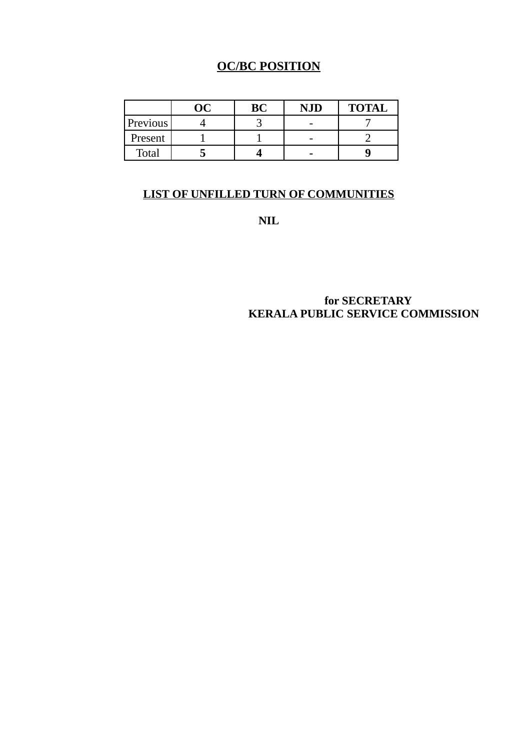## OC/BC POSITION

| | OC | BC | NJD | TOTAL |
|---|---|---|---|---|
| Previous | 4 | 3 | - | 7 |
| Present | 1 | 1 | - | 2 |
| Total | **5** | **4** | **-** | **9** |

## LIST OF UNFILLED TURN OF COMMUNITIES

**NIL**

**for SECRETARY**
**KERALA PUBLIC SERVICE COMMISSION**